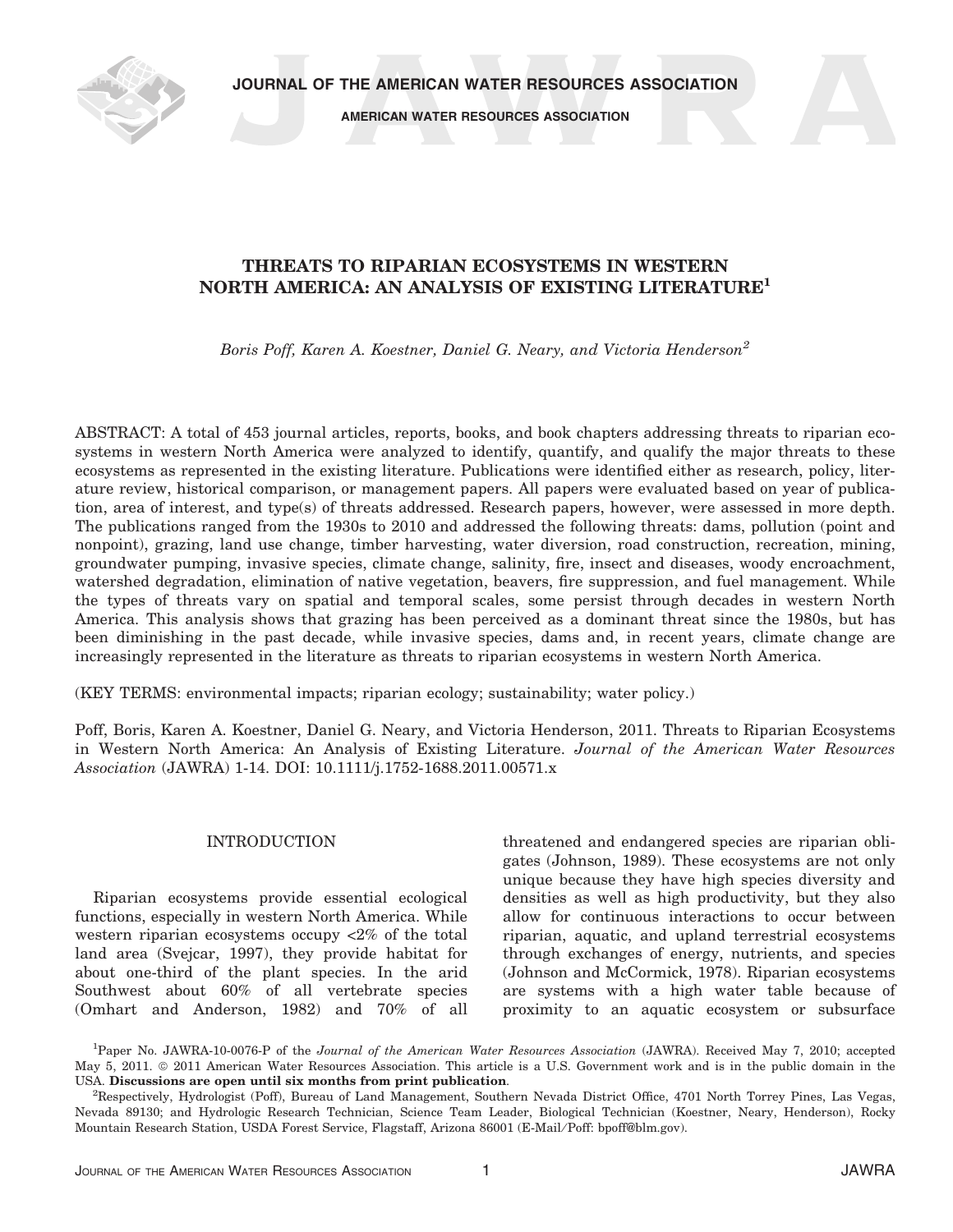JOURNAL OF THE AMERICAN WATER RESOURCES ASSOCIATION

AMERICAN WATER RESOURCES ASSOCIATION

# THREATS TO RIPARIAN ECOSYSTEMS IN WESTERN NORTH AMERICA: AN ANALYSIS OF EXISTING LITERATURE[1]

*Boris Poff, Karen A. Koestner, Daniel G. Neary, and Victoria Henderson*[2]

ABSTRACT: A total of 453 journal articles, reports, books, and book chapters addressing threats to riparian ecosystems in western North America were analyzed to identify, quantify, and qualify the major threats to these ecosystems as represented in the existing literature. Publications were identified either as research, policy, literature review, historical comparison, or management papers. All papers were evaluated based on year of publication, area of interest, and type(s) of threats addressed. Research papers, however, were assessed in more depth. The publications ranged from the 1930s to 2010 and addressed the following threats: dams, pollution (point and nonpoint), grazing, land use change, timber harvesting, water diversion, road construction, recreation, mining, groundwater pumping, invasive species, climate change, salinity, fire, insect and diseases, woody encroachment, watershed degradation, elimination of native vegetation, beavers, fire suppression, and fuel management. While the types of threats vary on spatial and temporal scales, some persist through decades in western North America. This analysis shows that grazing has been perceived as a dominant threat since the 1980s, but has been diminishing in the past decade, while invasive species, dams and, in recent years, climate change are increasingly represented in the literature as threats to riparian ecosystems in western North America.

(KEY TERMS: environmental impacts; riparian ecology; sustainability; water policy.)

Poff, Boris, Karen A. Koestner, Daniel G. Neary, and Victoria Henderson, 2011. Threats to Riparian Ecosystems in Western North America: An Analysis of Existing Literature. *Journal of the American Water Resources Association* (JAWRA) 1-14. DOI: 10.1111/j.1752-1688.2011.00571.x

## INTRODUCTION

Riparian ecosystems provide essential ecological functions, especially in western North America. While western riparian ecosystems occupy <2% of the total land area (Svejcar, 1997), they provide habitat for about one-third of the plant species. In the arid Southwest about 60% of all vertebrate species (Omhart and Anderson, 1982) and 70% of all threatened and endangered species are riparian obligates (Johnson, 1989). These ecosystems are not only unique because they have high species diversity and densities as well as high productivity, but they also allow for continuous interactions to occur between riparian, aquatic, and upland terrestrial ecosystems through exchanges of energy, nutrients, and species (Johnson and McCormick, 1978). Riparian ecosystems are systems with a high water table because of proximity to an aquatic ecosystem or subsurface

---

[1]Paper No. JAWRA-10-0076-P of the *Journal of the American Water Resources Association* (JAWRA). Received May 7, 2010; accepted May 5, 2011. © 2011 American Water Resources Association. This article is a U.S. Government work and is in the public domain in the USA. **Discussions are open until six months from print publication**.

[2]Respectively, Hydrologist (Poff), Bureau of Land Management, Southern Nevada District Office, 4701 North Torrey Pines, Las Vegas, Nevada 89130; and Hydrologic Research Technician, Science Team Leader, Biological Technician (Koestner, Neary, Henderson), Rocky Mountain Research Station, USDA Forest Service, Flagstaff, Arizona 86001 (E-Mail/Poff: bpoff@blm.gov).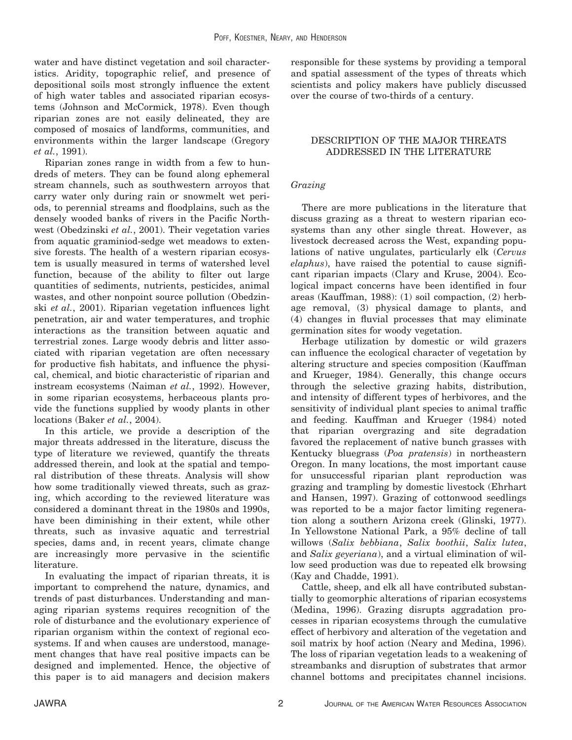water and have distinct vegetation and soil characteristics. Aridity, topographic relief, and presence of depositional soils most strongly influence the extent of high water tables and associated riparian ecosystems (Johnson and McCormick, 1978). Even though riparian zones are not easily delineated, they are composed of mosaics of landforms, communities, and environments within the larger landscape (Gregory *et al.*, 1991).

Riparian zones range in width from a few to hundreds of meters. They can be found along ephemeral stream channels, such as southwestern arroyos that carry water only during rain or snowmelt wet periods, to perennial streams and floodplains, such as the densely wooded banks of rivers in the Pacific Northwest (Obedzinski *et al.*, 2001). Their vegetation varies from aquatic graminiod-sedge wet meadows to extensive forests. The health of a western riparian ecosystem is usually measured in terms of watershed level function, because of the ability to filter out large quantities of sediments, nutrients, pesticides, animal wastes, and other nonpoint source pollution (Obedzinski *et al.*, 2001). Riparian vegetation influences light penetration, air and water temperatures, and trophic interactions as the transition between aquatic and terrestrial zones. Large woody debris and litter associated with riparian vegetation are often necessary for productive fish habitats, and influence the physical, chemical, and biotic characteristic of riparian and instream ecosystems (Naiman *et al.*, 1992). However, in some riparian ecosystems, herbaceous plants provide the functions supplied by woody plants in other locations (Baker *et al.*, 2004).

In this article, we provide a description of the major threats addressed in the literature, discuss the type of literature we reviewed, quantify the threats addressed therein, and look at the spatial and temporal distribution of these threats. Analysis will show how some traditionally viewed threats, such as grazing, which according to the reviewed literature was considered a dominant threat in the 1980s and 1990s, have been diminishing in their extent, while other threats, such as invasive aquatic and terrestrial species, dams and, in recent years, climate change are increasingly more pervasive in the scientific literature.

In evaluating the impact of riparian threats, it is important to comprehend the nature, dynamics, and trends of past disturbances. Understanding and managing riparian systems requires recognition of the role of disturbance and the evolutionary experience of riparian organism within the context of regional ecosystems. If and when causes are understood, management changes that have real positive impacts can be designed and implemented. Hence, the objective of this paper is to aid managers and decision makers responsible for these systems by providing a temporal and spatial assessment of the types of threats which scientists and policy makers have publicly discussed over the course of two-thirds of a century.

## DESCRIPTION OF THE MAJOR THREATS ADDRESSED IN THE LITERATURE

### *Grazing*

There are more publications in the literature that discuss grazing as a threat to western riparian ecosystems than any other single threat. However, as livestock decreased across the West, expanding populations of native ungulates, particularly elk (*Cervus elaphus*), have raised the potential to cause significant riparian impacts (Clary and Kruse, 2004). Ecological impact concerns have been identified in four areas (Kauffman, 1988): (1) soil compaction, (2) herbage removal, (3) physical damage to plants, and (4) changes in fluvial processes that may eliminate germination sites for woody vegetation.

Herbage utilization by domestic or wild grazers can influence the ecological character of vegetation by altering structure and species composition (Kauffman and Krueger, 1984). Generally, this change occurs through the selective grazing habits, distribution, and intensity of different types of herbivores, and the sensitivity of individual plant species to animal traffic and feeding. Kauffman and Krueger (1984) noted that riparian overgrazing and site degradation favored the replacement of native bunch grasses with Kentucky bluegrass (*Poa pratensis*) in northeastern Oregon. In many locations, the most important cause for unsuccessful riparian plant reproduction was grazing and trampling by domestic livestock (Ehrhart and Hansen, 1997). Grazing of cottonwood seedlings was reported to be a major factor limiting regeneration along a southern Arizona creek (Glinski, 1977). In Yellowstone National Park, a 95% decline of tall willows (*Salix bebbiana*, *Salix boothii*, *Salix lutea*, and *Salix geyeriana*), and a virtual elimination of willow seed production was due to repeated elk browsing (Kay and Chadde, 1991).

Cattle, sheep, and elk all have contributed substantially to geomorphic alterations of riparian ecosystems (Medina, 1996). Grazing disrupts aggradation processes in riparian ecosystems through the cumulative effect of herbivory and alteration of the vegetation and soil matrix by hoof action (Neary and Medina, 1996). The loss of riparian vegetation leads to a weakening of streambanks and disruption of substrates that armor channel bottoms and precipitates channel incisions.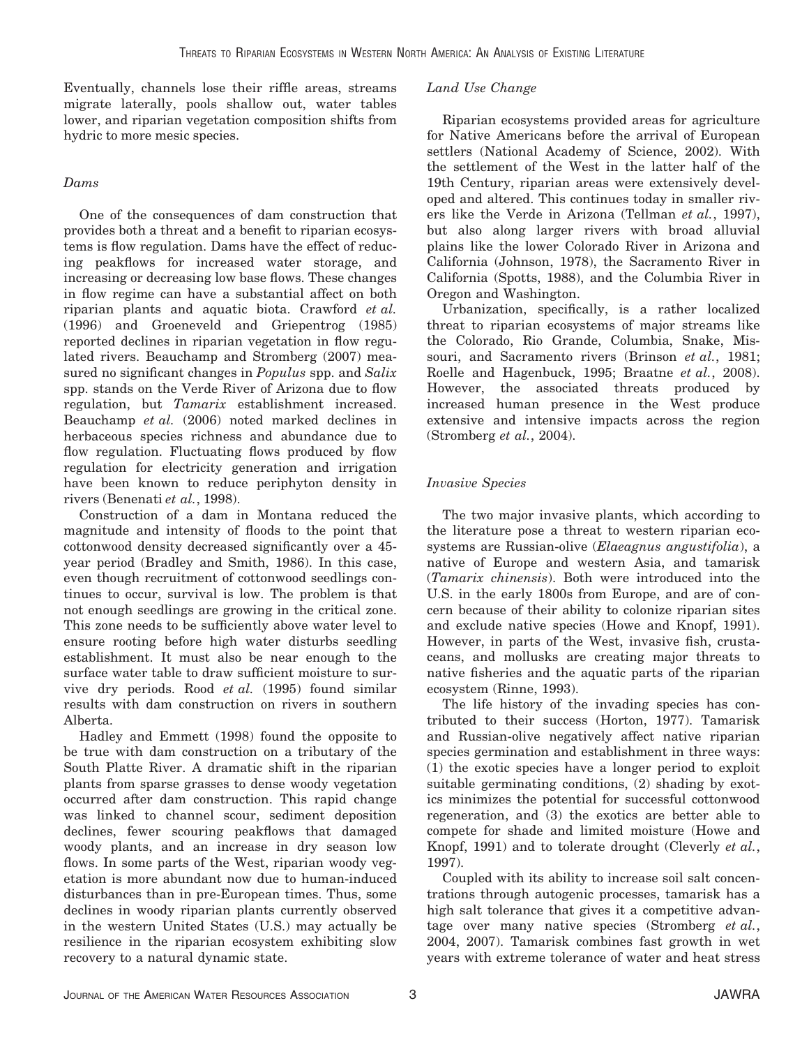Eventually, channels lose their riffle areas, streams migrate laterally, pools shallow out, water tables lower, and riparian vegetation composition shifts from hydric to more mesic species.

### *Dams*

One of the consequences of dam construction that provides both a threat and a benefit to riparian ecosystems is flow regulation. Dams have the effect of reducing peakflows for increased water storage, and increasing or decreasing low base flows. These changes in flow regime can have a substantial affect on both riparian plants and aquatic biota. Crawford *et al.* (1996) and Groeneveld and Griepentrog (1985) reported declines in riparian vegetation in flow regulated rivers. Beauchamp and Stromberg (2007) measured no significant changes in *Populus* spp. and *Salix* spp. stands on the Verde River of Arizona due to flow regulation, but *Tamarix* establishment increased. Beauchamp *et al.* (2006) noted marked declines in herbaceous species richness and abundance due to flow regulation. Fluctuating flows produced by flow regulation for electricity generation and irrigation have been known to reduce periphyton density in rivers (Benenati *et al.*, 1998).

Construction of a dam in Montana reduced the magnitude and intensity of floods to the point that cottonwood density decreased significantly over a 45-year period (Bradley and Smith, 1986). In this case, even though recruitment of cottonwood seedlings continues to occur, survival is low. The problem is that not enough seedlings are growing in the critical zone. This zone needs to be sufficiently above water level to ensure rooting before high water disturbs seedling establishment. It must also be near enough to the surface water table to draw sufficient moisture to survive dry periods. Rood *et al.* (1995) found similar results with dam construction on rivers in southern Alberta.

Hadley and Emmett (1998) found the opposite to be true with dam construction on a tributary of the South Platte River. A dramatic shift in the riparian plants from sparse grasses to dense woody vegetation occurred after dam construction. This rapid change was linked to channel scour, sediment deposition declines, fewer scouring peakflows that damaged woody plants, and an increase in dry season low flows. In some parts of the West, riparian woody vegetation is more abundant now due to human-induced disturbances than in pre-European times. Thus, some declines in woody riparian plants currently observed in the western United States (U.S.) may actually be resilience in the riparian ecosystem exhibiting slow recovery to a natural dynamic state.

### *Land Use Change*

Riparian ecosystems provided areas for agriculture for Native Americans before the arrival of European settlers (National Academy of Science, 2002). With the settlement of the West in the latter half of the 19th Century, riparian areas were extensively developed and altered. This continues today in smaller rivers like the Verde in Arizona (Tellman *et al.*, 1997), but also along larger rivers with broad alluvial plains like the lower Colorado River in Arizona and California (Johnson, 1978), the Sacramento River in California (Spotts, 1988), and the Columbia River in Oregon and Washington.

Urbanization, specifically, is a rather localized threat to riparian ecosystems of major streams like the Colorado, Rio Grande, Columbia, Snake, Missouri, and Sacramento rivers (Brinson *et al.*, 1981; Roelle and Hagenbuck, 1995; Braatne *et al.*, 2008). However, the associated threats produced by increased human presence in the West produce extensive and intensive impacts across the region (Stromberg *et al.*, 2004).

### *Invasive Species*

The two major invasive plants, which according to the literature pose a threat to western riparian ecosystems are Russian-olive (*Elaeagnus angustifolia*), a native of Europe and western Asia, and tamarisk (*Tamarix chinensis*). Both were introduced into the U.S. in the early 1800s from Europe, and are of concern because of their ability to colonize riparian sites and exclude native species (Howe and Knopf, 1991). However, in parts of the West, invasive fish, crustaceans, and mollusks are creating major threats to native fisheries and the aquatic parts of the riparian ecosystem (Rinne, 1993).

The life history of the invading species has contributed to their success (Horton, 1977). Tamarisk and Russian-olive negatively affect native riparian species germination and establishment in three ways: (1) the exotic species have a longer period to exploit suitable germinating conditions, (2) shading by exotics minimizes the potential for successful cottonwood regeneration, and (3) the exotics are better able to compete for shade and limited moisture (Howe and Knopf, 1991) and to tolerate drought (Cleverly *et al.*, 1997).

Coupled with its ability to increase soil salt concentrations through autogenic processes, tamarisk has a high salt tolerance that gives it a competitive advantage over many native species (Stromberg *et al.*, 2004, 2007). Tamarisk combines fast growth in wet years with extreme tolerance of water and heat stress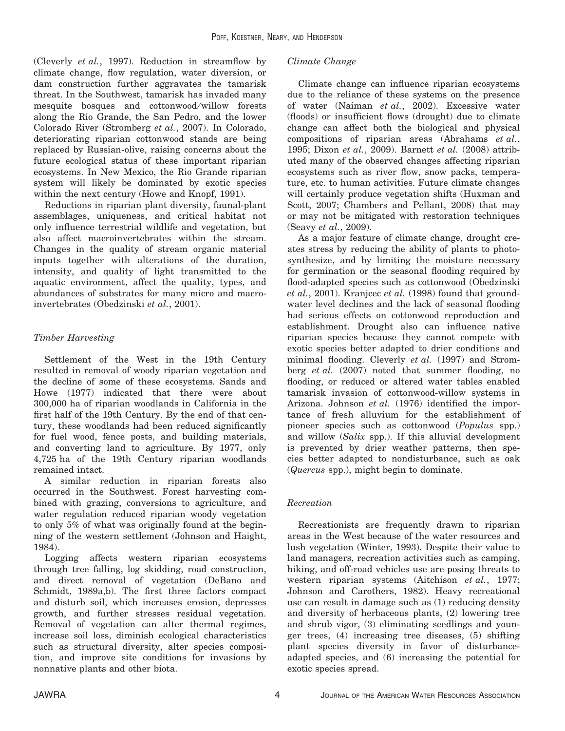(Cleverly *et al.*, 1997). Reduction in streamflow by climate change, flow regulation, water diversion, or dam construction further aggravates the tamarisk threat. In the Southwest, tamarisk has invaded many mesquite bosques and cottonwood/willow forests along the Rio Grande, the San Pedro, and the lower Colorado River (Stromberg *et al.*, 2007). In Colorado, deteriorating riparian cottonwood stands are being replaced by Russian-olive, raising concerns about the future ecological status of these important riparian ecosystems. In New Mexico, the Rio Grande riparian system will likely be dominated by exotic species within the next century (Howe and Knopf, 1991).

Reductions in riparian plant diversity, faunal-plant assemblages, uniqueness, and critical habitat not only influence terrestrial wildlife and vegetation, but also affect macroinvertebrates within the stream. Changes in the quality of stream organic material inputs together with alterations of the duration, intensity, and quality of light transmitted to the aquatic environment, affect the quality, types, and abundances of substrates for many micro and macroinvertebrates (Obedzinski *et al.*, 2001).

### *Timber Harvesting*

Settlement of the West in the 19th Century resulted in removal of woody riparian vegetation and the decline of some of these ecosystems. Sands and Howe (1977) indicated that there were about 300,000 ha of riparian woodlands in California in the first half of the 19th Century. By the end of that century, these woodlands had been reduced significantly for fuel wood, fence posts, and building materials, and converting land to agriculture. By 1977, only 4,725 ha of the 19th Century riparian woodlands remained intact.

A similar reduction in riparian forests also occurred in the Southwest. Forest harvesting combined with grazing, conversions to agriculture, and water regulation reduced riparian woody vegetation to only 5% of what was originally found at the beginning of the western settlement (Johnson and Haight, 1984).

Logging affects western riparian ecosystems through tree falling, log skidding, road construction, and direct removal of vegetation (DeBano and Schmidt, 1989a,b). The first three factors compact and disturb soil, which increases erosion, depresses growth, and further stresses residual vegetation. Removal of vegetation can alter thermal regimes, increase soil loss, diminish ecological characteristics such as structural diversity, alter species composition, and improve site conditions for invasions by nonnative plants and other biota.

### *Climate Change*

Climate change can influence riparian ecosystems due to the reliance of these systems on the presence of water (Naiman *et al.*, 2002). Excessive water (floods) or insufficient flows (drought) due to climate change can affect both the biological and physical compositions of riparian areas (Abrahams *et al.*, 1995; Dixon *et al.*, 2009). Barnett *et al.* (2008) attributed many of the observed changes affecting riparian ecosystems such as river flow, snow packs, temperature, etc. to human activities. Future climate changes will certainly produce vegetation shifts (Huxman and Scott, 2007; Chambers and Pellant, 2008) that may or may not be mitigated with restoration techniques (Seavy *et al.*, 2009).

As a major feature of climate change, drought creates stress by reducing the ability of plants to photosynthesize, and by limiting the moisture necessary for germination or the seasonal flooding required by flood-adapted species such as cottonwood (Obedzinski *et al.*, 2001). Kranjcec *et al.* (1998) found that groundwater level declines and the lack of seasonal flooding had serious effects on cottonwood reproduction and establishment. Drought also can influence native riparian species because they cannot compete with exotic species better adapted to drier conditions and minimal flooding. Cleverly *et al.* (1997) and Stromberg *et al.* (2007) noted that summer flooding, no flooding, or reduced or altered water tables enabled tamarisk invasion of cottonwood-willow systems in Arizona. Johnson *et al.* (1976) identified the importance of fresh alluvium for the establishment of pioneer species such as cottonwood (*Populus* spp.) and willow (*Salix* spp.). If this alluvial development is prevented by drier weather patterns, then species better adapted to nondisturbance, such as oak (*Quercus* spp.), might begin to dominate.

### *Recreation*

Recreationists are frequently drawn to riparian areas in the West because of the water resources and lush vegetation (Winter, 1993). Despite their value to land managers, recreation activities such as camping, hiking, and off-road vehicles use are posing threats to western riparian systems (Aitchison *et al.*, 1977; Johnson and Carothers, 1982). Heavy recreational use can result in damage such as (1) reducing density and diversity of herbaceous plants, (2) lowering tree and shrub vigor, (3) eliminating seedlings and younger trees, (4) increasing tree diseases, (5) shifting plant species diversity in favor of disturbance-adapted species, and (6) increasing the potential for exotic species spread.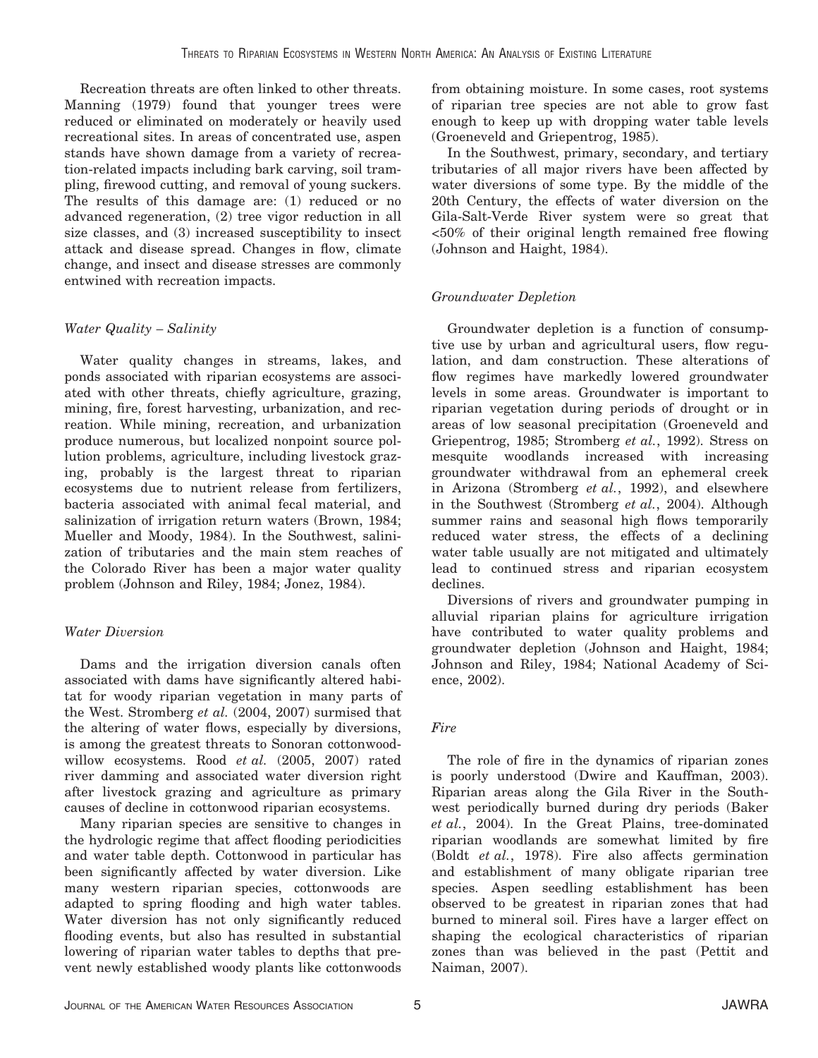Recreation threats are often linked to other threats. Manning (1979) found that younger trees were reduced or eliminated on moderately or heavily used recreational sites. In areas of concentrated use, aspen stands have shown damage from a variety of recreation-related impacts including bark carving, soil trampling, firewood cutting, and removal of young suckers. The results of this damage are: (1) reduced or no advanced regeneration, (2) tree vigor reduction in all size classes, and (3) increased susceptibility to insect attack and disease spread. Changes in flow, climate change, and insect and disease stresses are commonly entwined with recreation impacts.

### *Water Quality – Salinity*

Water quality changes in streams, lakes, and ponds associated with riparian ecosystems are associated with other threats, chiefly agriculture, grazing, mining, fire, forest harvesting, urbanization, and recreation. While mining, recreation, and urbanization produce numerous, but localized nonpoint source pollution problems, agriculture, including livestock grazing, probably is the largest threat to riparian ecosystems due to nutrient release from fertilizers, bacteria associated with animal fecal material, and salinization of irrigation return waters (Brown, 1984; Mueller and Moody, 1984). In the Southwest, salinization of tributaries and the main stem reaches of the Colorado River has been a major water quality problem (Johnson and Riley, 1984; Jonez, 1984).

### *Water Diversion*

Dams and the irrigation diversion canals often associated with dams have significantly altered habitat for woody riparian vegetation in many parts of the West. Stromberg *et al.* (2004, 2007) surmised that the altering of water flows, especially by diversions, is among the greatest threats to Sonoran cottonwood-willow ecosystems. Rood *et al.* (2005, 2007) rated river damming and associated water diversion right after livestock grazing and agriculture as primary causes of decline in cottonwood riparian ecosystems.

Many riparian species are sensitive to changes in the hydrologic regime that affect flooding periodicities and water table depth. Cottonwood in particular has been significantly affected by water diversion. Like many western riparian species, cottonwoods are adapted to spring flooding and high water tables. Water diversion has not only significantly reduced flooding events, but also has resulted in substantial lowering of riparian water tables to depths that prevent newly established woody plants like cottonwoods from obtaining moisture. In some cases, root systems of riparian tree species are not able to grow fast enough to keep up with dropping water table levels (Groeneveld and Griepentrog, 1985).

In the Southwest, primary, secondary, and tertiary tributaries of all major rivers have been affected by water diversions of some type. By the middle of the 20th Century, the effects of water diversion on the Gila-Salt-Verde River system were so great that <50% of their original length remained free flowing (Johnson and Haight, 1984).

### *Groundwater Depletion*

Groundwater depletion is a function of consumptive use by urban and agricultural users, flow regulation, and dam construction. These alterations of flow regimes have markedly lowered groundwater levels in some areas. Groundwater is important to riparian vegetation during periods of drought or in areas of low seasonal precipitation (Groeneveld and Griepentrog, 1985; Stromberg *et al.*, 1992). Stress on mesquite woodlands increased with increasing groundwater withdrawal from an ephemeral creek in Arizona (Stromberg *et al.*, 1992), and elsewhere in the Southwest (Stromberg *et al.*, 2004). Although summer rains and seasonal high flows temporarily reduced water stress, the effects of a declining water table usually are not mitigated and ultimately lead to continued stress and riparian ecosystem declines.

Diversions of rivers and groundwater pumping in alluvial riparian plains for agriculture irrigation have contributed to water quality problems and groundwater depletion (Johnson and Haight, 1984; Johnson and Riley, 1984; National Academy of Science, 2002).

### *Fire*

The role of fire in the dynamics of riparian zones is poorly understood (Dwire and Kauffman, 2003). Riparian areas along the Gila River in the Southwest periodically burned during dry periods (Baker *et al.*, 2004). In the Great Plains, tree-dominated riparian woodlands are somewhat limited by fire (Boldt *et al.*, 1978). Fire also affects germination and establishment of many obligate riparian tree species. Aspen seedling establishment has been observed to be greatest in riparian zones that had burned to mineral soil. Fires have a larger effect on shaping the ecological characteristics of riparian zones than was believed in the past (Pettit and Naiman, 2007).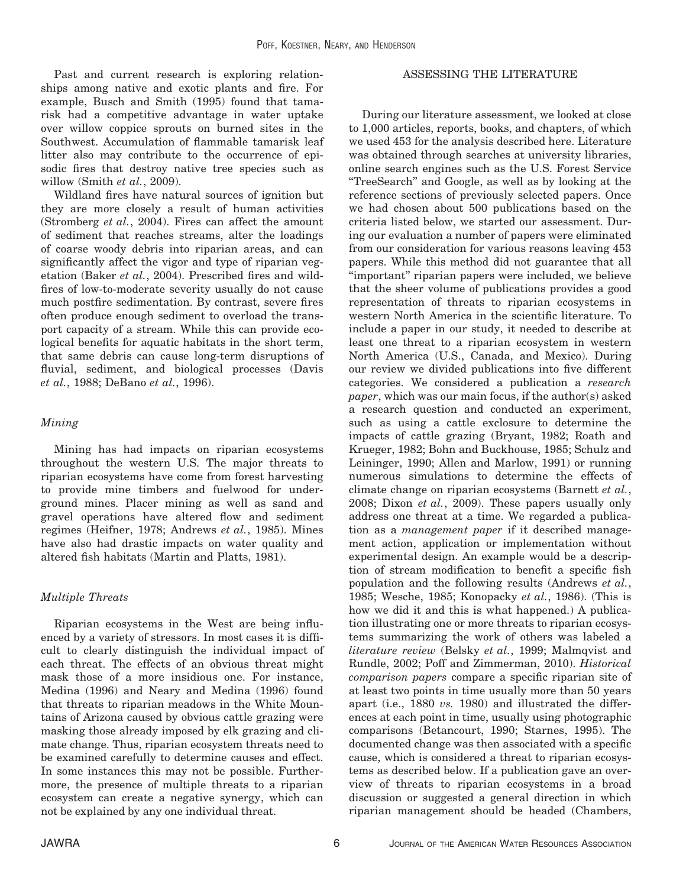Past and current research is exploring relationships among native and exotic plants and fire. For example, Busch and Smith (1995) found that tamarisk had a competitive advantage in water uptake over willow coppice sprouts on burned sites in the Southwest. Accumulation of flammable tamarisk leaf litter also may contribute to the occurrence of episodic fires that destroy native tree species such as willow (Smith *et al.*, 2009).

Wildland fires have natural sources of ignition but they are more closely a result of human activities (Stromberg *et al.*, 2004). Fires can affect the amount of sediment that reaches streams, alter the loadings of coarse woody debris into riparian areas, and can significantly affect the vigor and type of riparian vegetation (Baker *et al.*, 2004). Prescribed fires and wildfires of low-to-moderate severity usually do not cause much postfire sedimentation. By contrast, severe fires often produce enough sediment to overload the transport capacity of a stream. While this can provide ecological benefits for aquatic habitats in the short term, that same debris can cause long-term disruptions of fluvial, sediment, and biological processes (Davis *et al.*, 1988; DeBano *et al.*, 1996).

### *Mining*

Mining has had impacts on riparian ecosystems throughout the western U.S. The major threats to riparian ecosystems have come from forest harvesting to provide mine timbers and fuelwood for underground mines. Placer mining as well as sand and gravel operations have altered flow and sediment regimes (Heifner, 1978; Andrews *et al.*, 1985). Mines have also had drastic impacts on water quality and altered fish habitats (Martin and Platts, 1981).

### *Multiple Threats*

Riparian ecosystems in the West are being influenced by a variety of stressors. In most cases it is difficult to clearly distinguish the individual impact of each threat. The effects of an obvious threat might mask those of a more insidious one. For instance, Medina (1996) and Neary and Medina (1996) found that threats to riparian meadows in the White Mountains of Arizona caused by obvious cattle grazing were masking those already imposed by elk grazing and climate change. Thus, riparian ecosystem threats need to be examined carefully to determine causes and effect. In some instances this may not be possible. Furthermore, the presence of multiple threats to a riparian ecosystem can create a negative synergy, which can not be explained by any one individual threat.

## ASSESSING THE LITERATURE

During our literature assessment, we looked at close to 1,000 articles, reports, books, and chapters, of which we used 453 for the analysis described here. Literature was obtained through searches at university libraries, online search engines such as the U.S. Forest Service "TreeSearch" and Google, as well as by looking at the reference sections of previously selected papers. Once we had chosen about 500 publications based on the criteria listed below, we started our assessment. During our evaluation a number of papers were eliminated from our consideration for various reasons leaving 453 papers. While this method did not guarantee that all "important" riparian papers were included, we believe that the sheer volume of publications provides a good representation of threats to riparian ecosystems in western North America in the scientific literature. To include a paper in our study, it needed to describe at least one threat to a riparian ecosystem in western North America (U.S., Canada, and Mexico). During our review we divided publications into five different categories. We considered a publication a *research paper*, which was our main focus, if the author(s) asked a research question and conducted an experiment, such as using a cattle exclosure to determine the impacts of cattle grazing (Bryant, 1982; Roath and Krueger, 1982; Bohn and Buckhouse, 1985; Schulz and Leininger, 1990; Allen and Marlow, 1991) or running numerous simulations to determine the effects of climate change on riparian ecosystems (Barnett *et al.*, 2008; Dixon *et al.*, 2009). These papers usually only address one threat at a time. We regarded a publication as a *management paper* if it described management action, application or implementation without experimental design. An example would be a description of stream modification to benefit a specific fish population and the following results (Andrews *et al.*, 1985; Wesche, 1985; Konopacky *et al.*, 1986). (This is how we did it and this is what happened.) A publication illustrating one or more threats to riparian ecosystems summarizing the work of others was labeled a *literature review* (Belsky *et al.*, 1999; Malmqvist and Rundle, 2002; Poff and Zimmerman, 2010). *Historical comparison papers* compare a specific riparian site of at least two points in time usually more than 50 years apart (i.e., 1880 *vs.* 1980) and illustrated the differences at each point in time, usually using photographic comparisons (Betancourt, 1990; Starnes, 1995). The documented change was then associated with a specific cause, which is considered a threat to riparian ecosystems as described below. If a publication gave an overview of threats to riparian ecosystems in a broad discussion or suggested a general direction in which riparian management should be headed (Chambers,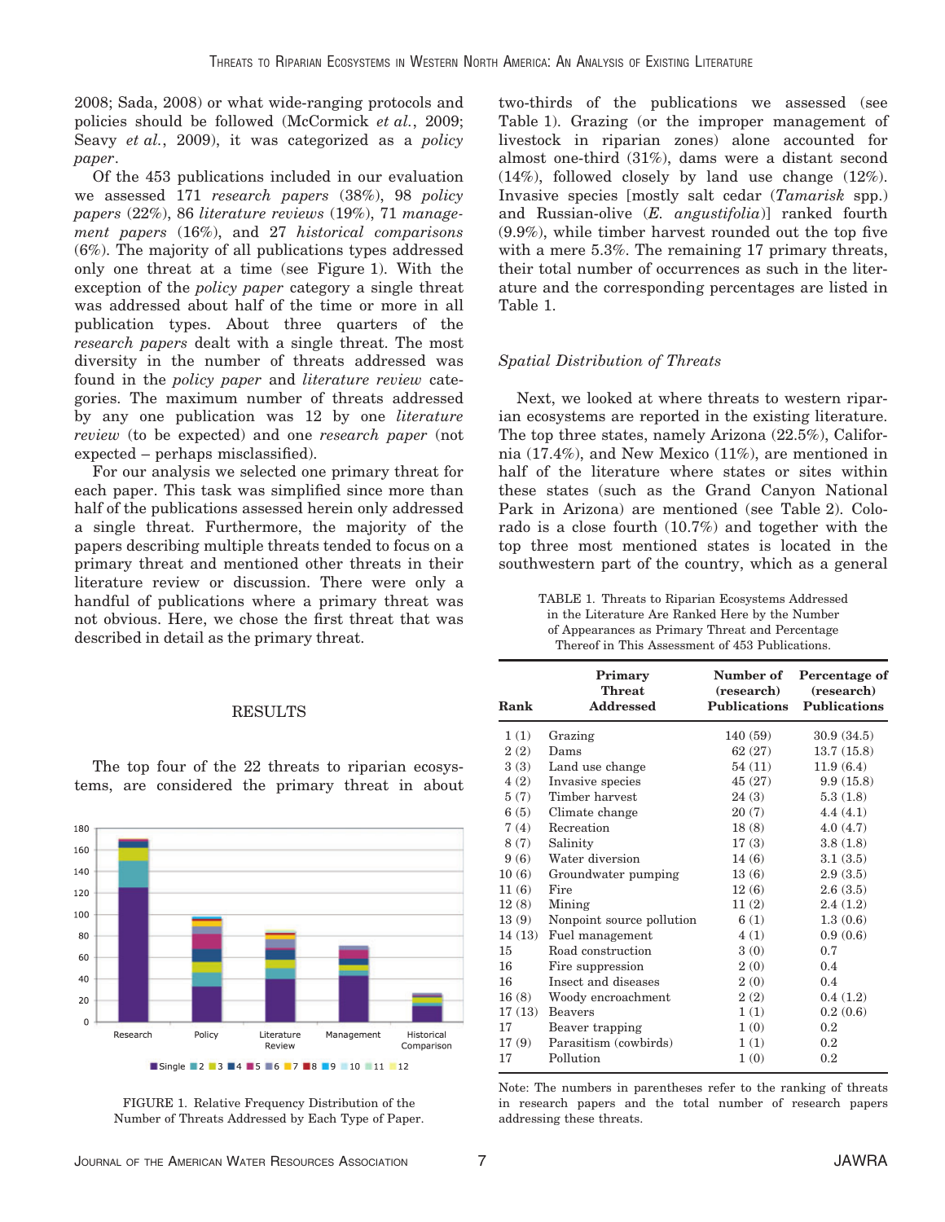2008; Sada, 2008) or what wide-ranging protocols and policies should be followed (McCormick *et al.*, 2009; Seavy *et al.*, 2009), it was categorized as a *policy paper*.

Of the 453 publications included in our evaluation we assessed 171 *research papers* (38%), 98 *policy papers* (22%), 86 *literature reviews* (19%), 71 *management papers* (16%), and 27 *historical comparisons* (6%). The majority of all publications types addressed only one threat at a time (see Figure 1). With the exception of the *policy paper* category a single threat was addressed about half of the time or more in all publication types. About three quarters of the *research papers* dealt with a single threat. The most diversity in the number of threats addressed was found in the *policy paper* and *literature review* categories. The maximum number of threats addressed by any one publication was 12 by one *literature review* (to be expected) and one *research paper* (not expected – perhaps misclassified).

For our analysis we selected one primary threat for each paper. This task was simplified since more than half of the publications assessed herein only addressed a single threat. Furthermore, the majority of the papers describing multiple threats tended to focus on a primary threat and mentioned other threats in their literature review or discussion. There were only a handful of publications where a primary threat was not obvious. Here, we chose the first threat that was described in detail as the primary threat.

## RESULTS

The top four of the 22 threats to riparian ecosystems, are considered the primary threat in about two-thirds of the publications we assessed (see Table 1). Grazing (or the improper management of livestock in riparian zones) alone accounted for almost one-third (31%), dams were a distant second (14%), followed closely by land use change (12%). Invasive species [mostly salt cedar (*Tamarisk* spp.) and Russian-olive (*E. angustifolia*)] ranked fourth (9.9%), while timber harvest rounded out the top five with a mere 5.3%. The remaining 17 primary threats, their total number of occurrences as such in the literature and the corresponding percentages are listed in Table 1.

FIGURE 1. Relative Frequency Distribution of the Number of Threats Addressed by Each Type of Paper.

### *Spatial Distribution of Threats*

Next, we looked at where threats to western riparian ecosystems are reported in the existing literature. The top three states, namely Arizona (22.5%), California (17.4%), and New Mexico (11%), are mentioned in half of the literature where states or sites within these states (such as the Grand Canyon National Park in Arizona) are mentioned (see Table 2). Colorado is a close fourth (10.7%) and together with the top three most mentioned states is located in the southwestern part of the country, which as a general

TABLE 1. Threats to Riparian Ecosystems Addressed in the Literature Are Ranked Here by the Number of Appearances as Primary Threat and Percentage Thereof in This Assessment of 453 Publications.

| Rank | Primary Threat Addressed | Number of (research) Publications | Percentage of (research) Publications |
|---|---|---|---|
| 1 (1) | Grazing | 140 (59) | 30.9 (34.5) |
| 2 (2) | Dams | 62 (27) | 13.7 (15.8) |
| 3 (3) | Land use change | 54 (11) | 11.9 (6.4) |
| 4 (2) | Invasive species | 45 (27) | 9.9 (15.8) |
| 5 (7) | Timber harvest | 24 (3) | 5.3 (1.8) |
| 6 (5) | Climate change | 20 (7) | 4.4 (4.1) |
| 7 (4) | Recreation | 18 (8) | 4.0 (4.7) |
| 8 (7) | Salinity | 17 (3) | 3.8 (1.8) |
| 9 (6) | Water diversion | 14 (6) | 3.1 (3.5) |
| 10 (6) | Groundwater pumping | 13 (6) | 2.9 (3.5) |
| 11 (6) | Fire | 12 (6) | 2.6 (3.5) |
| 12 (8) | Mining | 11 (2) | 2.4 (1.2) |
| 13 (9) | Nonpoint source pollution | 6 (1) | 1.3 (0.6) |
| 14 (13) | Fuel management | 4 (1) | 0.9 (0.6) |
| 15 | Road construction | 3 (0) | 0.7 |
| 16 | Fire suppression | 2 (0) | 0.4 |
| 16 | Insect and diseases | 2 (0) | 0.4 |
| 16 (8) | Woody encroachment | 2 (2) | 0.4 (1.2) |
| 17 (13) | Beavers | 1 (1) | 0.2 (0.6) |
| 17 | Beaver trapping | 1 (0) | 0.2 |
| 17 (9) | Parasitism (cowbirds) | 1 (1) | 0.2 (0.6) |
| 17 | Pollution | 1 (0) | 0.2 |

Note: The numbers in parentheses refer to the ranking of threats in research papers and the total number of research papers addressing these threats.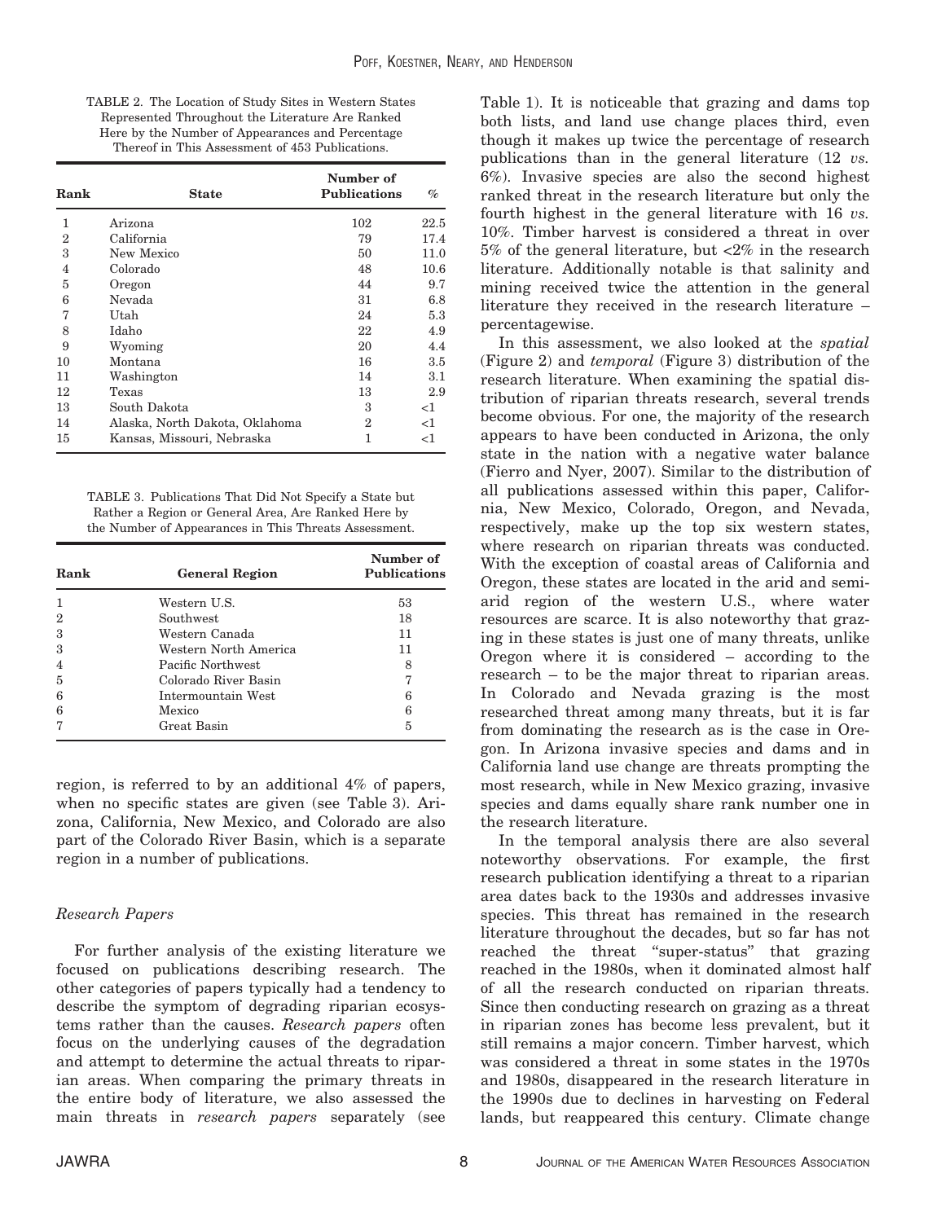TABLE 2. The Location of Study Sites in Western States Represented Throughout the Literature Are Ranked Here by the Number of Appearances and Percentage Thereof in This Assessment of 453 Publications.

| Rank | State | Number of Publications | % |
|---|---|---|---|
| 1 | Arizona | 102 | 22.5 |
| 2 | California | 79 | 17.4 |
| 3 | New Mexico | 50 | 11.0 |
| 4 | Colorado | 48 | 10.6 |
| 5 | Oregon | 44 | 9.7 |
| 6 | Nevada | 31 | 6.8 |
| 7 | Utah | 24 | 5.3 |
| 8 | Idaho | 22 | 4.9 |
| 9 | Wyoming | 20 | 4.4 |
| 10 | Montana | 16 | 3.5 |
| 11 | Washington | 14 | 3.1 |
| 12 | Texas | 13 | 2.9 |
| 13 | South Dakota | 3 | <1 |
| 14 | Alaska, North Dakota, Oklahoma | 2 | <1 |
| 15 | Kansas, Missouri, Nebraska | 1 | <1 |

TABLE 3. Publications That Did Not Specify a State but Rather a Region or General Area, Are Ranked Here by the Number of Appearances in This Threats Assessment.

| Rank | General Region | Number of Publications |
|---|---|---|
| 1 | Western U.S. | 53 |
| 2 | Southwest | 18 |
| 3 | Western Canada | 11 |
| 3 | Western North America | 11 |
| 4 | Pacific Northwest | 8 |
| 5 | Colorado River Basin | 7 |
| 6 | Intermountain West | 6 |
| 6 | Mexico | 6 |
| 7 | Great Basin | 5 |

region, is referred to by an additional 4% of papers, when no specific states are given (see Table 3). Arizona, California, New Mexico, and Colorado are also part of the Colorado River Basin, which is a separate region in a number of publications.

### *Research Papers*

For further analysis of the existing literature we focused on publications describing research. The other categories of papers typically had a tendency to describe the symptom of degrading riparian ecosystems rather than the causes. *Research papers* often focus on the underlying causes of the degradation and attempt to determine the actual threats to riparian areas. When comparing the primary threats in the entire body of literature, we also assessed the main threats in *research papers* separately (see Table 1). It is noticeable that grazing and dams top both lists, and land use change places third, even though it makes up twice the percentage of research publications than in the general literature (12 *vs.* 6%). Invasive species are also the second highest ranked threat in the research literature but only the fourth highest in the general literature with 16 *vs.* 10%. Timber harvest is considered a threat in over 5% of the general literature, but <2% in the research literature. Additionally notable is that salinity and mining received twice the attention in the general literature they received in the research literature – percentagewise.

In this assessment, we also looked at the *spatial* (Figure 2) and *temporal* (Figure 3) distribution of the research literature. When examining the spatial distribution of riparian threats research, several trends become obvious. For one, the majority of the research appears to have been conducted in Arizona, the only state in the nation with a negative water balance (Fierro and Nyer, 2007). Similar to the distribution of all publications assessed within this paper, California, New Mexico, Colorado, Oregon, and Nevada, respectively, make up the top six western states, where research on riparian threats was conducted. With the exception of coastal areas of California and Oregon, these states are located in the arid and semiarid region of the western U.S., where water resources are scarce. It is also noteworthy that grazing in these states is just one of many threats, unlike Oregon where it is considered – according to the research – to be the major threat to riparian areas. In Colorado and Nevada grazing is the most researched threat among many threats, but it is far from dominating the research as is the case in Oregon. In Arizona invasive species and dams and in California land use change are threats prompting the most research, while in New Mexico grazing, invasive species and dams equally share rank number one in the research literature.

In the temporal analysis there are also several noteworthy observations. For example, the first research publication identifying a threat to a riparian area dates back to the 1930s and addresses invasive species. This threat has remained in the research literature throughout the decades, but so far has not reached the threat "super-status" that grazing reached in the 1980s, when it dominated almost half of all the research conducted on riparian threats. Since then conducting research on grazing as a threat in riparian zones has become less prevalent, but it still remains a major concern. Timber harvest, which was considered a threat in some states in the 1970s and 1980s, disappeared in the research literature in the 1990s due to declines in harvesting on Federal lands, but reappeared this century. Climate change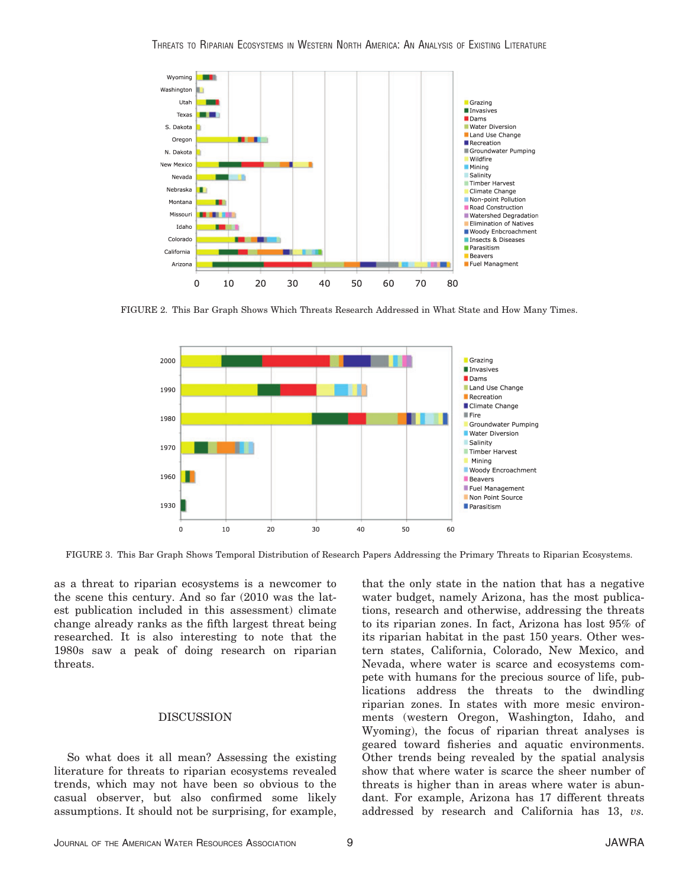FIGURE 2. This Bar Graph Shows Which Threats Research Addressed in What State and How Many Times.

FIGURE 3. This Bar Graph Shows Temporal Distribution of Research Papers Addressing the Primary Threats to Riparian Ecosystems.

as a threat to riparian ecosystems is a newcomer to the scene this century. And so far (2010 was the latest publication included in this assessment) climate change already ranks as the fifth largest threat being researched. It is also interesting to note that the 1980s saw a peak of doing research on riparian threats.

## DISCUSSION

So what does it all mean? Assessing the existing literature for threats to riparian ecosystems revealed trends, which may not have been so obvious to the casual observer, but also confirmed some likely assumptions. It should not be surprising, for example, that the only state in the nation that has a negative water budget, namely Arizona, has the most publications, research and otherwise, addressing the threats to its riparian zones. In fact, Arizona has lost 95% of its riparian habitat in the past 150 years. Other western states, California, Colorado, New Mexico, and Nevada, where water is scarce and ecosystems compete with humans for the precious source of life, publications address the threats to the dwindling riparian zones. In states with more mesic environments (western Oregon, Washington, Idaho, and Wyoming), the focus of riparian threat analyses is geared toward fisheries and aquatic environments. Other trends being revealed by the spatial analysis show that where water is scarce the sheer number of threats is higher than in areas where water is abundant. For example, Arizona has 17 different threats addressed by research and California has 13, *vs.*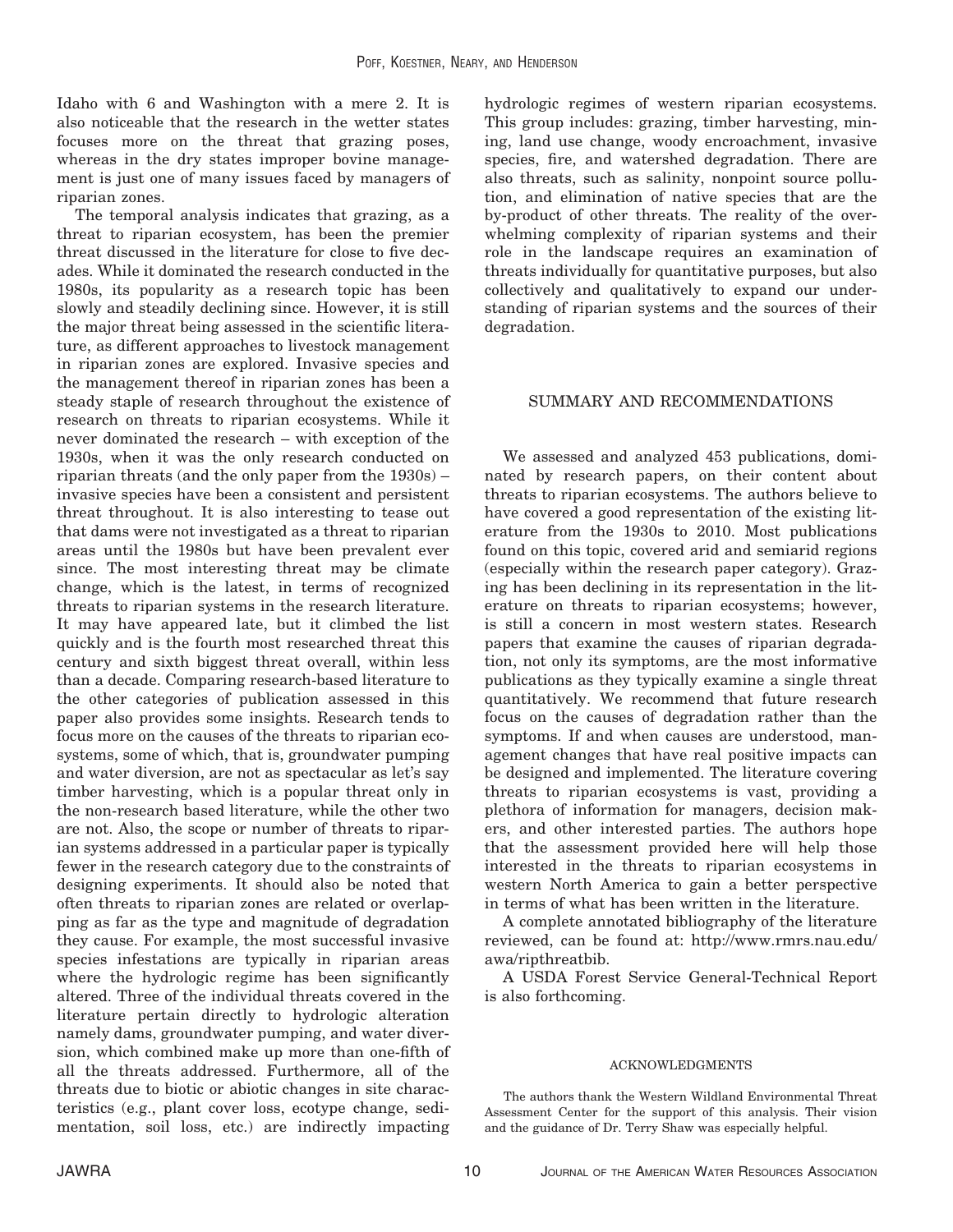Idaho with 6 and Washington with a mere 2. It is also noticeable that the research in the wetter states focuses more on the threat that grazing poses, whereas in the dry states improper bovine management is just one of many issues faced by managers of riparian zones.

The temporal analysis indicates that grazing, as a threat to riparian ecosystem, has been the premier threat discussed in the literature for close to five decades. While it dominated the research conducted in the 1980s, its popularity as a research topic has been slowly and steadily declining since. However, it is still the major threat being assessed in the scientific literature, as different approaches to livestock management in riparian zones are explored. Invasive species and the management thereof in riparian zones has been a steady staple of research throughout the existence of research on threats to riparian ecosystems. While it never dominated the research – with exception of the 1930s, when it was the only research conducted on riparian threats (and the only paper from the 1930s) – invasive species have been a consistent and persistent threat throughout. It is also interesting to tease out that dams were not investigated as a threat to riparian areas until the 1980s but have been prevalent ever since. The most interesting threat may be climate change, which is the latest, in terms of recognized threats to riparian systems in the research literature. It may have appeared late, but it climbed the list quickly and is the fourth most researched threat this century and sixth biggest threat overall, within less than a decade. Comparing research-based literature to the other categories of publication assessed in this paper also provides some insights. Research tends to focus more on the causes of the threats to riparian ecosystems, some of which, that is, groundwater pumping and water diversion, are not as spectacular as let's say timber harvesting, which is a popular threat only in the non-research based literature, while the other two are not. Also, the scope or number of threats to riparian systems addressed in a particular paper is typically fewer in the research category due to the constraints of designing experiments. It should also be noted that often threats to riparian zones are related or overlapping as far as the type and magnitude of degradation they cause. For example, the most successful invasive species infestations are typically in riparian areas where the hydrologic regime has been significantly altered. Three of the individual threats covered in the literature pertain directly to hydrologic alteration namely dams, groundwater pumping, and water diversion, which combined make up more than one-fifth of all the threats addressed. Furthermore, all of the threats due to biotic or abiotic changes in site characteristics (e.g., plant cover loss, ecotype change, sedimentation, soil loss, etc.) are indirectly impacting hydrologic regimes of western riparian ecosystems. This group includes: grazing, timber harvesting, mining, land use change, woody encroachment, invasive species, fire, and watershed degradation. There are also threats, such as salinity, nonpoint source pollution, and elimination of native species that are the by-product of other threats. The reality of the overwhelming complexity of riparian systems and their role in the landscape requires an examination of threats individually for quantitative purposes, but also collectively and qualitatively to expand our understanding of riparian systems and the sources of their degradation.

## SUMMARY AND RECOMMENDATIONS

We assessed and analyzed 453 publications, dominated by research papers, on their content about threats to riparian ecosystems. The authors believe to have covered a good representation of the existing literature from the 1930s to 2010. Most publications found on this topic, covered arid and semiarid regions (especially within the research paper category). Grazing has been declining in its representation in the literature on threats to riparian ecosystems; however, is still a concern in most western states. Research papers that examine the causes of riparian degradation, not only its symptoms, are the most informative publications as they typically examine a single threat quantitatively. We recommend that future research focus on the causes of degradation rather than the symptoms. If and when causes are understood, management changes that have real positive impacts can be designed and implemented. The literature covering threats to riparian ecosystems is vast, providing a plethora of information for managers, decision makers, and other interested parties. The authors hope that the assessment provided here will help those interested in the threats to riparian ecosystems in western North America to gain a better perspective in terms of what has been written in the literature.

A complete annotated bibliography of the literature reviewed, can be found at: http://www.rmrs.nau.edu/awa/ripthreatbib.

A USDA Forest Service General-Technical Report is also forthcoming.

### ACKNOWLEDGMENTS

The authors thank the Western Wildland Environmental Threat Assessment Center for the support of this analysis. Their vision and the guidance of Dr. Terry Shaw was especially helpful.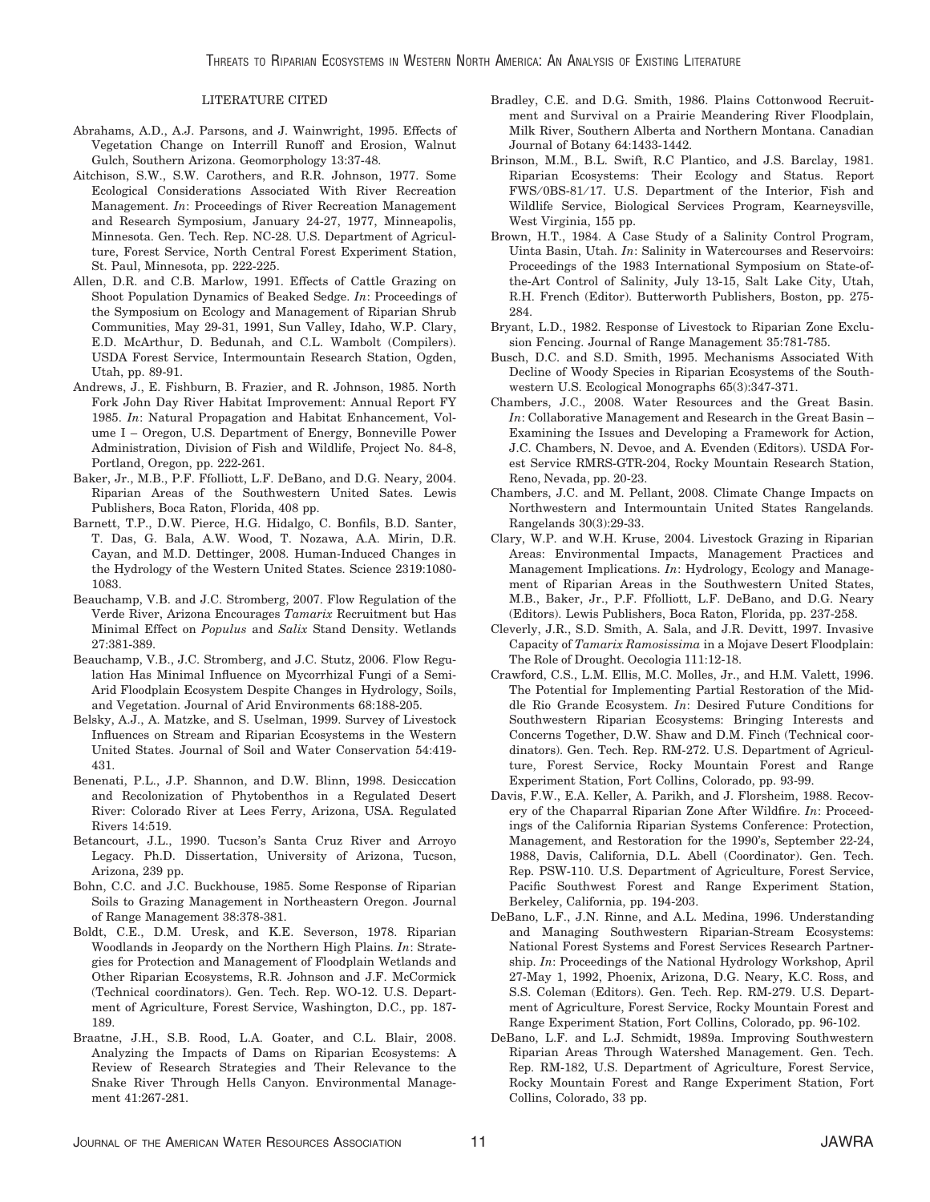## LITERATURE CITED

Abrahams, A.D., A.J. Parsons, and J. Wainwright, 1995. Effects of Vegetation Change on Interrill Runoff and Erosion, Walnut Gulch, Southern Arizona. Geomorphology 13:37-48.

Aitchison, S.W., S.W. Carothers, and R.R. Johnson, 1977. Some Ecological Considerations Associated With River Recreation Management. *In*: Proceedings of River Recreation Management and Research Symposium, January 24-27, 1977, Minneapolis, Minnesota. Gen. Tech. Rep. NC-28. U.S. Department of Agriculture, Forest Service, North Central Forest Experiment Station, St. Paul, Minnesota, pp. 222-225.

Allen, D.R. and C.B. Marlow, 1991. Effects of Cattle Grazing on Shoot Population Dynamics of Beaked Sedge. *In*: Proceedings of the Symposium on Ecology and Management of Riparian Shrub Communities, May 29-31, 1991, Sun Valley, Idaho, W.P. Clary, E.D. McArthur, D. Bedunah, and C.L. Wambolt (Compilers). USDA Forest Service, Intermountain Research Station, Ogden, Utah, pp. 89-91.

Andrews, J., E. Fishburn, B. Frazier, and R. Johnson, 1985. North Fork John Day River Habitat Improvement: Annual Report FY 1985. *In*: Natural Propagation and Habitat Enhancement, Volume I – Oregon, U.S. Department of Energy, Bonneville Power Administration, Division of Fish and Wildlife, Project No. 84-8, Portland, Oregon, pp. 222-261.

Baker, Jr., M.B., P.F. Ffolliott, L.F. DeBano, and D.G. Neary, 2004. Riparian Areas of the Southwestern United Sates. Lewis Publishers, Boca Raton, Florida, 408 pp.

Barnett, T.P., D.W. Pierce, H.G. Hidalgo, C. Bonfils, B.D. Santer, T. Das, G. Bala, A.W. Wood, T. Nozawa, A.A. Mirin, D.R. Cayan, and M.D. Dettinger, 2008. Human-Induced Changes in the Hydrology of the Western United States. Science 2319:1080-1083.

Beauchamp, V.B. and J.C. Stromberg, 2007. Flow Regulation of the Verde River, Arizona Encourages *Tamarix* Recruitment but Has Minimal Effect on *Populus* and *Salix* Stand Density. Wetlands 27:381-389.

Beauchamp, V.B., J.C. Stromberg, and J.C. Stutz, 2006. Flow Regulation Has Minimal Influence on Mycorrhizal Fungi of a Semi-Arid Floodplain Ecosystem Despite Changes in Hydrology, Soils, and Vegetation. Journal of Arid Environments 68:188-205.

Belsky, A.J., A. Matzke, and S. Uselman, 1999. Survey of Livestock Influences on Stream and Riparian Ecosystems in the Western United States. Journal of Soil and Water Conservation 54:419-431.

Benenati, P.L., J.P. Shannon, and D.W. Blinn, 1998. Desiccation and Recolonization of Phytobenthos in a Regulated Desert River: Colorado River at Lees Ferry, Arizona, USA. Regulated Rivers 14:519.

Betancourt, J.L., 1990. Tucson's Santa Cruz River and Arroyo Legacy. Ph.D. Dissertation, University of Arizona, Tucson, Arizona, 239 pp.

Bohn, C.C. and J.C. Buckhouse, 1985. Some Response of Riparian Soils to Grazing Management in Northeastern Oregon. Journal of Range Management 38:378-381.

Boldt, C.E., D.M. Uresk, and K.E. Severson, 1978. Riparian Woodlands in Jeopardy on the Northern High Plains. *In*: Strategies for Protection and Management of Floodplain Wetlands and Other Riparian Ecosystems, R.R. Johnson and J.F. McCormick (Technical coordinators). Gen. Tech. Rep. WO-12. U.S. Department of Agriculture, Forest Service, Washington, D.C., pp. 187-189.

Braatne, J.H., S.B. Rood, L.A. Goater, and C.L. Blair, 2008. Analyzing the Impacts of Dams on Riparian Ecosystems: A Review of Research Strategies and Their Relevance to the Snake River Through Hells Canyon. Environmental Management 41:267-281.

Bradley, C.E. and D.G. Smith, 1986. Plains Cottonwood Recruitment and Survival on a Prairie Meandering River Floodplain, Milk River, Southern Alberta and Northern Montana. Canadian Journal of Botany 64:1433-1442.

Brinson, M.M., B.L. Swift, R.C Plantico, and J.S. Barclay, 1981. Riparian Ecosystems: Their Ecology and Status. Report FWS/0BS-81/17. U.S. Department of the Interior, Fish and Wildlife Service, Biological Services Program, Kearneysville, West Virginia, 155 pp.

Brown, H.T., 1984. A Case Study of a Salinity Control Program, Uinta Basin, Utah. *In*: Salinity in Watercourses and Reservoirs: Proceedings of the 1983 International Symposium on State-of-the-Art Control of Salinity, July 13-15, Salt Lake City, Utah, R.H. French (Editor). Butterworth Publishers, Boston, pp. 275-284.

Bryant, L.D., 1982. Response of Livestock to Riparian Zone Exclusion Fencing. Journal of Range Management 35:781-785.

Busch, D.C. and S.D. Smith, 1995. Mechanisms Associated With Decline of Woody Species in Riparian Ecosystems of the Southwestern U.S. Ecological Monographs 65(3):347-371.

Chambers, J.C., 2008. Water Resources and the Great Basin. *In*: Collaborative Management and Research in the Great Basin – Examining the Issues and Developing a Framework for Action, J.C. Chambers, N. Devoe, and A. Evenden (Editors). USDA Forest Service RMRS-GTR-204, Rocky Mountain Research Station, Reno, Nevada, pp. 20-23.

Chambers, J.C. and M. Pellant, 2008. Climate Change Impacts on Northwestern and Intermountain United States Rangelands. Rangelands 30(3):29-33.

Clary, W.P. and W.H. Kruse, 2004. Livestock Grazing in Riparian Areas: Environmental Impacts, Management Practices and Management Implications. *In*: Hydrology, Ecology and Management of Riparian Areas in the Southwestern United States, M.B., Baker, Jr., P.F. Ffolliott, L.F. DeBano, and D.G. Neary (Editors). Lewis Publishers, Boca Raton, Florida, pp. 237-258.

Cleverly, J.R., S.D. Smith, A. Sala, and J.R. Devitt, 1997. Invasive Capacity of *Tamarix Ramosissima* in a Mojave Desert Floodplain: The Role of Drought. Oecologia 111:12-18.

Crawford, C.S., L.M. Ellis, M.C. Molles, Jr., and H.M. Valett, 1996. The Potential for Implementing Partial Restoration of the Middle Rio Grande Ecosystem. *In*: Desired Future Conditions for Southwestern Riparian Ecosystems: Bringing Interests and Concerns Together, D.W. Shaw and D.M. Finch (Technical coordinators). Gen. Tech. Rep. RM-272. U.S. Department of Agriculture, Forest Service, Rocky Mountain Forest and Range Experiment Station, Fort Collins, Colorado, pp. 93-99.

Davis, F.W., E.A. Keller, A. Parikh, and J. Florsheim, 1988. Recovery of the Chaparral Riparian Zone After Wildfire. *In*: Proceedings of the California Riparian Systems Conference: Protection, Management, and Restoration for the 1990's, September 22-24, 1988, Davis, California, D.L. Abell (Coordinator). Gen. Tech. Rep. PSW-110. U.S. Department of Agriculture, Forest Service, Pacific Southwest Forest and Range Experiment Station, Berkeley, California, pp. 194-203.

DeBano, L.F., J.N. Rinne, and A.L. Medina, 1996. Understanding and Managing Southwestern Riparian-Stream Ecosystems: National Forest Systems and Forest Services Research Partnership. *In*: Proceedings of the National Hydrology Workshop, April 27-May 1, 1992, Phoenix, Arizona, D.G. Neary, K.C. Ross, and S.S. Coleman (Editors). Gen. Tech. Rep. RM-279. U.S. Department of Agriculture, Forest Service, Rocky Mountain Forest and Range Experiment Station, Fort Collins, Colorado, pp. 96-102.

DeBano, L.F. and L.J. Schmidt, 1989a. Improving Southwestern Riparian Areas Through Watershed Management. Gen. Tech. Rep. RM-182, U.S. Department of Agriculture, Forest Service, Rocky Mountain Forest and Range Experiment Station, Fort Collins, Colorado, 33 pp.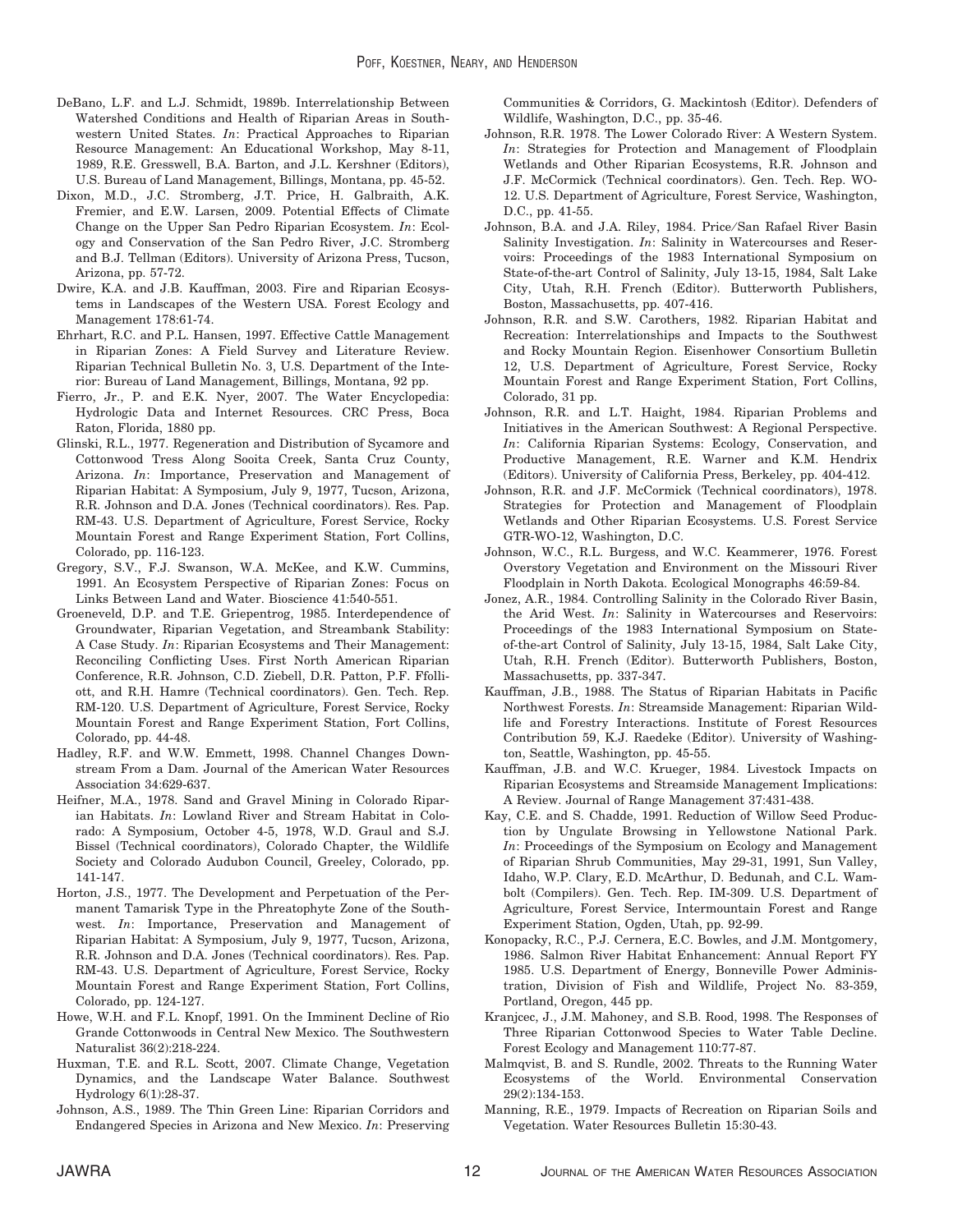DeBano, L.F. and L.J. Schmidt, 1989b. Interrelationship Between Watershed Conditions and Health of Riparian Areas in Southwestern United States. *In*: Practical Approaches to Riparian Resource Management: An Educational Workshop, May 8-11, 1989, R.E. Gresswell, B.A. Barton, and J.L. Kershner (Editors), U.S. Bureau of Land Management, Billings, Montana, pp. 45-52.

Dixon, M.D., J.C. Stromberg, J.T. Price, H. Galbraith, A.K. Fremier, and E.W. Larsen, 2009. Potential Effects of Climate Change on the Upper San Pedro Riparian Ecosystem. *In*: Ecology and Conservation of the San Pedro River, J.C. Stromberg and B.J. Tellman (Editors). University of Arizona Press, Tucson, Arizona, pp. 57-72.

Dwire, K.A. and J.B. Kauffman, 2003. Fire and Riparian Ecosystems in Landscapes of the Western USA. Forest Ecology and Management 178:61-74.

Ehrhart, R.C. and P.L. Hansen, 1997. Effective Cattle Management in Riparian Zones: A Field Survey and Literature Review. Riparian Technical Bulletin No. 3, U.S. Department of the Interior: Bureau of Land Management, Billings, Montana, 92 pp.

Fierro, Jr., P. and E.K. Nyer, 2007. The Water Encyclopedia: Hydrologic Data and Internet Resources. CRC Press, Boca Raton, Florida, 1880 pp.

Glinski, R.L., 1977. Regeneration and Distribution of Sycamore and Cottonwood Tress Along Sooita Creek, Santa Cruz County, Arizona. *In*: Importance, Preservation and Management of Riparian Habitat: A Symposium, July 9, 1977, Tucson, Arizona, R.R. Johnson and D.A. Jones (Technical coordinators). Res. Pap. RM-43. U.S. Department of Agriculture, Forest Service, Rocky Mountain Forest and Range Experiment Station, Fort Collins, Colorado, pp. 116-123.

Gregory, S.V., F.J. Swanson, W.A. McKee, and K.W. Cummins, 1991. An Ecosystem Perspective of Riparian Zones: Focus on Links Between Land and Water. Bioscience 41:540-551.

Groeneveld, D.P. and T.E. Griepentrog, 1985. Interdependence of Groundwater, Riparian Vegetation, and Streambank Stability: A Case Study. *In*: Riparian Ecosystems and Their Management: Reconciling Conflicting Uses. First North American Riparian Conference, R.R. Johnson, C.D. Ziebell, D.R. Patton, P.F. Ffolliott, and R.H. Hamre (Technical coordinators). Gen. Tech. Rep. RM-120. U.S. Department of Agriculture, Forest Service, Rocky Mountain Forest and Range Experiment Station, Fort Collins, Colorado, pp. 44-48.

Hadley, R.F. and W.W. Emmett, 1998. Channel Changes Downstream From a Dam. Journal of the American Water Resources Association 34:629-637.

Heifner, M.A., 1978. Sand and Gravel Mining in Colorado Riparian Habitats. *In*: Lowland River and Stream Habitat in Colorado: A Symposium, October 4-5, 1978, W.D. Graul and S.J. Bissel (Technical coordinators), Colorado Chapter, the Wildlife Society and Colorado Audubon Council, Greeley, Colorado, pp. 141-147.

Horton, J.S., 1977. The Development and Perpetuation of the Permanent Tamarisk Type in the Phreatophyte Zone of the Southwest. *In*: Importance, Preservation and Management of Riparian Habitat: A Symposium, July 9, 1977, Tucson, Arizona, R.R. Johnson and D.A. Jones (Technical coordinators). Res. Pap. RM-43. U.S. Department of Agriculture, Forest Service, Rocky Mountain Forest and Range Experiment Station, Fort Collins, Colorado, pp. 124-127.

Howe, W.H. and F.L. Knopf, 1991. On the Imminent Decline of Rio Grande Cottonwoods in Central New Mexico. The Southwestern Naturalist 36(2):218-224.

Huxman, T.E. and R.L. Scott, 2007. Climate Change, Vegetation Dynamics, and the Landscape Water Balance. Southwest Hydrology 6(1):28-37.

Johnson, A.S., 1989. The Thin Green Line: Riparian Corridors and Endangered Species in Arizona and New Mexico. *In*: Preserving Communities & Corridors, G. Mackintosh (Editor). Defenders of Wildlife, Washington, D.C., pp. 35-46.

Johnson, R.R. 1978. The Lower Colorado River: A Western System. *In*: Strategies for Protection and Management of Floodplain Wetlands and Other Riparian Ecosystems, R.R. Johnson and J.F. McCormick (Technical coordinators). Gen. Tech. Rep. WO-12. U.S. Department of Agriculture, Forest Service, Washington, D.C., pp. 41-55.

Johnson, B.A. and J.A. Riley, 1984. Price/San Rafael River Basin Salinity Investigation. *In*: Salinity in Watercourses and Reservoirs: Proceedings of the 1983 International Symposium on State-of-the-art Control of Salinity, July 13-15, 1984, Salt Lake City, Utah, R.H. French (Editor). Butterworth Publishers, Boston, Massachusetts, pp. 407-416.

Johnson, R.R. and S.W. Carothers, 1982. Riparian Habitat and Recreation: Interrelationships and Impacts to the Southwest and Rocky Mountain Region. Eisenhower Consortium Bulletin 12, U.S. Department of Agriculture, Forest Service, Rocky Mountain Forest and Range Experiment Station, Fort Collins, Colorado, 31 pp.

Johnson, R.R. and L.T. Haight, 1984. Riparian Problems and Initiatives in the American Southwest: A Regional Perspective. *In*: California Riparian Systems: Ecology, Conservation, and Productive Management, R.E. Warner and K.M. Hendrix (Editors). University of California Press, Berkeley, pp. 404-412.

Johnson, R.R. and J.F. McCormick (Technical coordinators), 1978. Strategies for Protection and Management of Floodplain Wetlands and Other Riparian Ecosystems. U.S. Forest Service GTR-WO-12, Washington, D.C.

Johnson, W.C., R.L. Burgess, and W.C. Keammerer, 1976. Forest Overstory Vegetation and Environment on the Missouri River Floodplain in North Dakota. Ecological Monographs 46:59-84.

Jonez, A.R., 1984. Controlling Salinity in the Colorado River Basin, the Arid West. *In*: Salinity in Watercourses and Reservoirs: Proceedings of the 1983 International Symposium on State-of-the-art Control of Salinity, July 13-15, 1984, Salt Lake City, Utah, R.H. French (Editor). Butterworth Publishers, Boston, Massachusetts, pp. 337-347.

Kauffman, J.B., 1988. The Status of Riparian Habitats in Pacific Northwest Forests. *In*: Streamside Management: Riparian Wildlife and Forestry Interactions. Institute of Forest Resources Contribution 59, K.J. Raedeke (Editor). University of Washington, Seattle, Washington, pp. 45-55.

Kauffman, J.B. and W.C. Krueger, 1984. Livestock Impacts on Riparian Ecosystems and Streamside Management Implications: A Review. Journal of Range Management 37:431-438.

Kay, C.E. and S. Chadde, 1991. Reduction of Willow Seed Production by Ungulate Browsing in Yellowstone National Park. *In*: Proceedings of the Symposium on Ecology and Management of Riparian Shrub Communities, May 29-31, 1991, Sun Valley, Idaho, W.P. Clary, E.D. McArthur, D. Bedunah, and C.L. Wambolt (Compilers). Gen. Tech. Rep. IM-309. U.S. Department of Agriculture, Forest Service, Intermountain Forest and Range Experiment Station, Ogden, Utah, pp. 92-99.

Konopacky, R.C., P.J. Cernera, E.C. Bowles, and J.M. Montgomery, 1986. Salmon River Habitat Enhancement: Annual Report FY 1985. U.S. Department of Energy, Bonneville Power Administration, Division of Fish and Wildlife, Project No. 83-359, Portland, Oregon, 445 pp.

Kranjcec, J., J.M. Mahoney, and S.B. Rood, 1998. The Responses of Three Riparian Cottonwood Species to Water Table Decline. Forest Ecology and Management 110:77-87.

Malmqvist, B. and S. Rundle, 2002. Threats to the Running Water Ecosystems of the World. Environmental Conservation 29(2):134-153.

Manning, R.E., 1979. Impacts of Recreation on Riparian Soils and Vegetation. Water Resources Bulletin 15:30-43.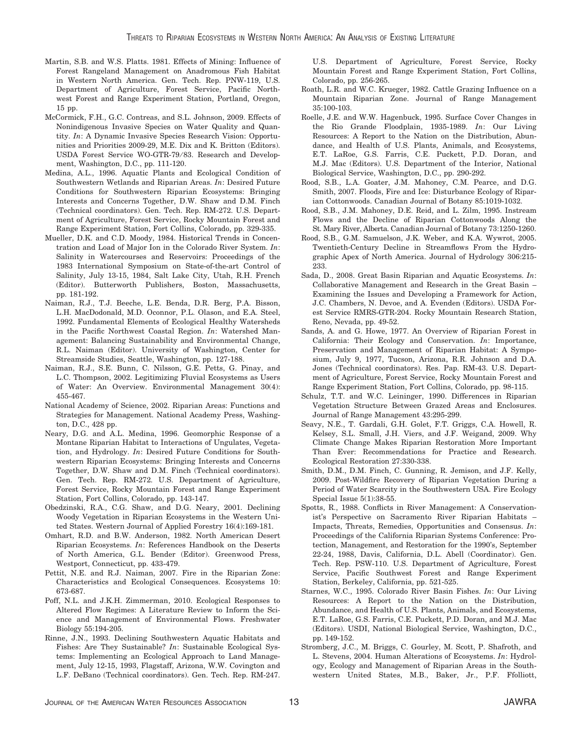Martin, S.B. and W.S. Platts. 1981. Effects of Mining: Influence of Forest Rangeland Management on Anadromous Fish Habitat in Western North America. Gen. Tech. Rep. PNW-119, U.S. Department of Agriculture, Forest Service, Pacific Northwest Forest and Range Experiment Station, Portland, Oregon, 15 pp.

McCormick, F.H., G.C. Contreas, and S.L. Johnson, 2009. Effects of Nonindigenous Invasive Species on Water Quality and Quantity. *In*: A Dynamic Invasive Species Research Vision: Opportunities and Priorities 2009-29, M.E. Dix and K. Britton (Editors). USDA Forest Service WO-GTR-79/83. Research and Development, Washington, D.C., pp. 111-120.

Medina, A.L., 1996. Aquatic Plants and Ecological Condition of Southwestern Wetlands and Riparian Areas. *In*: Desired Future Conditions for Southwestern Riparian Ecosystems: Bringing Interests and Concerns Together, D.W. Shaw and D.M. Finch (Technical coordinators). Gen. Tech. Rep. RM-272. U.S. Department of Agriculture, Forest Service, Rocky Mountain Forest and Range Experiment Station, Fort Collins, Colorado, pp. 329-335.

Mueller, D.K. and C.D. Moody, 1984. Historical Trends in Concentration and Load of Major Ion in the Colorado River System. *In*: Salinity in Watercourses and Reservoirs: Proceedings of the 1983 International Symposium on State-of-the-art Control of Salinity, July 13-15, 1984, Salt Lake City, Utah, R.H. French (Editor). Butterworth Publishers, Boston, Massachusetts, pp. 181-192.

Naiman, R.J., T.J. Beeche, L.E. Benda, D.R. Berg, P.A. Bisson, L.H. MacDodonald, M.D. Oconnor, P.L. Olason, and E.A. Steel, 1992. Fundamental Elements of Ecological Healthy Watersheds in the Pacific Northwest Coastal Region. *In*: Watershed Management: Balancing Sustainability and Environmental Change, R.L. Naiman (Editor). University of Washington, Center for Streamside Studies, Seattle, Washington, pp. 127-188.

Naiman, R.J., S.E. Bunn, C. Nilsson, G.E. Petts, G. Pinay, and L.C. Thompson, 2002. Legitimizing Fluvial Ecosystems as Users of Water: An Overview. Environmental Management 30(4): 455-467.

National Academy of Science, 2002. Riparian Areas: Functions and Strategies for Management. National Academy Press, Washington, D.C., 428 pp.

Neary, D.G. and A.L. Medina, 1996. Geomorphic Response of a Montane Riparian Habitat to Interactions of Ungulates, Vegetation, and Hydrology. *In*: Desired Future Conditions for Southwestern Riparian Ecosystems: Bringing Interests and Concerns Together, D.W. Shaw and D.M. Finch (Technical coordinators). Gen. Tech. Rep. RM-272. U.S. Department of Agriculture, Forest Service, Rocky Mountain Forest and Range Experiment Station, Fort Collins, Colorado, pp. 143-147.

Obedzinski, R.A., C.G. Shaw, and D.G. Neary, 2001. Declining Woody Vegetation in Riparian Ecosystems in the Western United States. Western Journal of Applied Forestry 16(4):169-181.

Omhart, R.D. and B.W. Anderson, 1982. North American Desert Riparian Ecosystems. *In*: References Handbook on the Deserts of North America, G.L. Bender (Editor). Greenwood Press, Westport, Connecticut, pp. 433-479.

Pettit, N.E. and R.J. Naiman, 2007. Fire in the Riparian Zone: Characteristics and Ecological Consequences. Ecosystems 10: 673-687.

Poff, N.L. and J.K.H. Zimmerman, 2010. Ecological Responses to Altered Flow Regimes: A Literature Review to Inform the Science and Management of Environmental Flows. Freshwater Biology 55:194-205.

Rinne, J.N., 1993. Declining Southwestern Aquatic Habitats and Fishes: Are They Sustainable? *In*: Sustainable Ecological Systems: Implementing an Ecological Approach to Land Management, July 12-15, 1993, Flagstaff, Arizona, W.W. Covington and L.F. DeBano (Technical coordinators). Gen. Tech. Rep. RM-247. U.S. Department of Agriculture, Forest Service, Rocky Mountain Forest and Range Experiment Station, Fort Collins, Colorado, pp. 256-265.

Roath, L.R. and W.C. Krueger, 1982. Cattle Grazing Influence on a Mountain Riparian Zone. Journal of Range Management 35:100-103.

Roelle, J.E. and W.W. Hagenbuck, 1995. Surface Cover Changes in the Rio Grande Floodplain, 1935-1989. *In*: Our Living Resources: A Report to the Nation on the Distribution, Abundance, and Health of U.S. Plants, Animals, and Ecosystems, E.T. LaRoe, G.S. Farris, C.E. Puckett, P.D. Doran, and M.J. Mac (Editors). U.S. Department of the Interior, National Biological Service, Washington, D.C., pp. 290-292.

Rood, S.B., L.A. Goater, J.M. Mahoney, C.M. Pearce, and D.G. Smith, 2007. Floods, Fire and Ice: Disturbance Ecology of Riparian Cottonwoods. Canadian Journal of Botany 85:1019-1032.

Rood, S.B., J.M. Mahoney, D.E. Reid, and L. Zilm, 1995. Instream Flows and the Decline of Riparian Cottonwoods Along the St. Mary River, Alberta. Canadian Journal of Botany 73:1250-1260.

Rood, S.B., G.M. Samuelson, J.K. Weber, and K.A. Wywrot, 2005. Twentieth-Century Decline in Streamflows From the Hydrographic Apex of North America. Journal of Hydrology 306:215-233.

Sada, D., 2008. Great Basin Riparian and Aquatic Ecosystems. *In*: Collaborative Management and Research in the Great Basin – Examining the Issues and Developing a Framework for Action, J.C. Chambers, N. Devoe, and A. Evenden (Editors). USDA Forest Service RMRS-GTR-204. Rocky Mountain Research Station, Reno, Nevada, pp. 49-52.

Sands, A. and G. Howe, 1977. An Overview of Riparian Forest in California: Their Ecology and Conservation. *In*: Importance, Preservation and Management of Riparian Habitat: A Symposium, July 9, 1977, Tucson, Arizona, R.R. Johnson and D.A. Jones (Technical coordinators). Res. Pap. RM-43. U.S. Department of Agriculture, Forest Service, Rocky Mountain Forest and Range Experiment Station, Fort Collins, Colorado, pp. 98-115.

Schulz, T.T. and W.C. Leininger, 1990. Differences in Riparian Vegetation Structure Between Grazed Areas and Enclosures. Journal of Range Management 43:295-299.

Seavy, N.E., T. Gardali, G.H. Golet, F.T. Griggs, C.A. Howell, R. Kelsey, S.L. Small, J.H. Viers, and J.F. Weigand, 2009. Why Climate Change Makes Riparian Restoration More Important Than Ever: Recommendations for Practice and Research. Ecological Restoration 27:330-338.

Smith, D.M., D.M. Finch, C. Gunning, R. Jemison, and J.F. Kelly, 2009. Post-Wildfire Recovery of Riparian Vegetation During a Period of Water Scarcity in the Southwestern USA. Fire Ecology Special Issue 5(1):38-55.

Spotts, R., 1988. Conflicts in River Management: A Conservationist's Perspective on Sacramento River Riparian Habitats – Impacts, Threats, Remedies, Opportunities and Consensus. *In*: Proceedings of the California Riparian Systems Conference: Protection, Management, and Restoration for the 1990's, September 22-24, 1988, Davis, California, D.L. Abell (Coordinator). Gen. Tech. Rep. PSW-110. U.S. Department of Agriculture, Forest Service, Pacific Southwest Forest and Range Experiment Station, Berkeley, California, pp. 521-525.

Starnes, W.C., 1995. Colorado River Basin Fishes. *In*: Our Living Resources: A Report to the Nation on the Distribution, Abundance, and Health of U.S. Plants, Animals, and Ecosystems, E.T. LaRoe, G.S. Farris, C.E. Puckett, P.D. Doran, and M.J. Mac (Editors). USDI, National Biological Service, Washington, D.C., pp. 149-152.

Stromberg, J.C., M. Briggs, C. Gourley, M. Scott, P. Shafroth, and L. Stevens, 2004. Human Alterations of Ecosystems. *In*: Hydrology, Ecology and Management of Riparian Areas in the Southwestern United States, M.B., Baker, Jr., P.F. Ffolliott,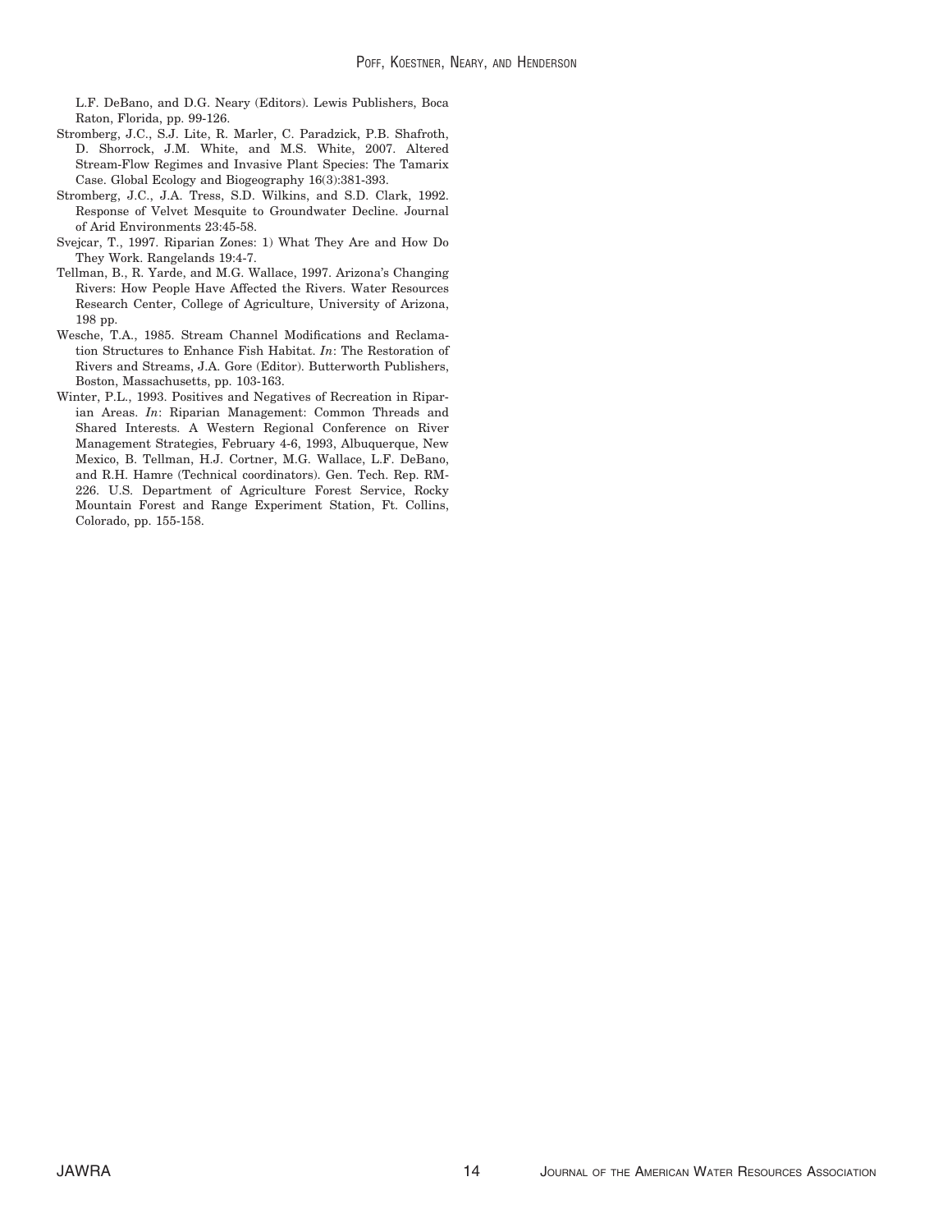L.F. DeBano, and D.G. Neary (Editors). Lewis Publishers, Boca Raton, Florida, pp. 99-126.

Stromberg, J.C., S.J. Lite, R. Marler, C. Paradzick, P.B. Shafroth, D. Shorrock, J.M. White, and M.S. White, 2007. Altered Stream-Flow Regimes and Invasive Plant Species: The Tamarix Case. Global Ecology and Biogeography 16(3):381-393.

Stromberg, J.C., J.A. Tress, S.D. Wilkins, and S.D. Clark, 1992. Response of Velvet Mesquite to Groundwater Decline. Journal of Arid Environments 23:45-58.

Svejcar, T., 1997. Riparian Zones: 1) What They Are and How Do They Work. Rangelands 19:4-7.

Tellman, B., R. Yarde, and M.G. Wallace, 1997. Arizona's Changing Rivers: How People Have Affected the Rivers. Water Resources Research Center, College of Agriculture, University of Arizona, 198 pp.

Wesche, T.A., 1985. Stream Channel Modifications and Reclamation Structures to Enhance Fish Habitat. *In*: The Restoration of Rivers and Streams, J.A. Gore (Editor). Butterworth Publishers, Boston, Massachusetts, pp. 103-163.

Winter, P.L., 1993. Positives and Negatives of Recreation in Riparian Areas. *In*: Riparian Management: Common Threads and Shared Interests. A Western Regional Conference on River Management Strategies, February 4-6, 1993, Albuquerque, New Mexico, B. Tellman, H.J. Cortner, M.G. Wallace, L.F. DeBano, and R.H. Hamre (Technical coordinators). Gen. Tech. Rep. RM-226. U.S. Department of Agriculture Forest Service, Rocky Mountain Forest and Range Experiment Station, Ft. Collins, Colorado, pp. 155-158.